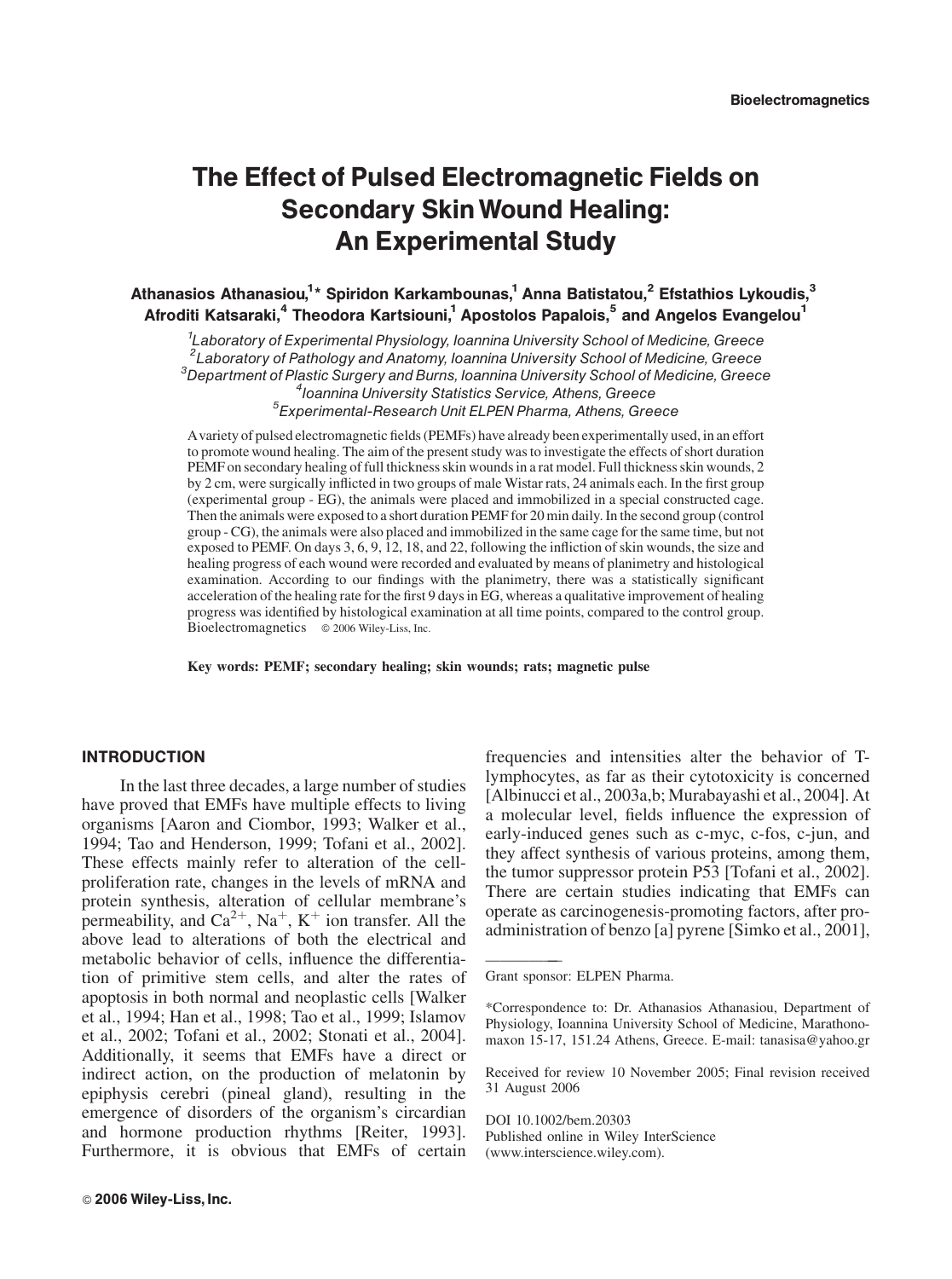# The Effect of Pulsed Electromagnetic Fields on Secondary Skin Wound Healing: An Experimental Study

**Athanasios Athanasiou,[1]* Spiridon Karkambounas,[1] Anna Batistatou,[2] Efstathios Lykoudis,[3] Afroditi Katsaraki,[4] Theodora Kartsiouni,[1] Apostolos Papalois,[5] and Angelos Evangelou[1]**

[1]*Laboratory of Experimental Physiology, Ioannina University School of Medicine, Greece*
[2]*Laboratory of Pathology and Anatomy, Ioannina University School of Medicine, Greece*
[3]*Department of Plastic Surgery and Burns, Ioannina University School of Medicine, Greece*
[4]*Ioannina University Statistics Service, Athens, Greece*
[5]*Experimental-Research Unit ELPEN Pharma, Athens, Greece*

A variety of pulsed electromagnetic fields (PEMFs) have already been experimentally used, in an effort to promote wound healing. The aim of the present study was to investigate the effects of short duration PEMF on secondary healing of full thickness skin wounds in a rat model. Full thickness skin wounds, 2 by 2 cm, were surgically inflicted in two groups of male Wistar rats, 24 animals each. In the first group (experimental group - EG), the animals were placed and immobilized in a special constructed cage. Then the animals were exposed to a short duration PEMF for 20 min daily. In the second group (control group - CG), the animals were also placed and immobilized in the same cage for the same time, but not exposed to PEMF. On days 3, 6, 9, 12, 18, and 22, following the infliction of skin wounds, the size and healing progress of each wound were recorded and evaluated by means of planimetry and histological examination. According to our findings with the planimetry, there was a statistically significant acceleration of the healing rate for the first 9 days in EG, whereas a qualitative improvement of healing progress was identified by histological examination at all time points, compared to the control group. Bioelectromagnetics © 2006 Wiley-Liss, Inc.

**Key words: PEMF; secondary healing; skin wounds; rats; magnetic pulse**

## INTRODUCTION

In the last three decades, a large number of studies have proved that EMFs have multiple effects to living organisms [Aaron and Ciombor, 1993; Walker et al., 1994; Tao and Henderson, 1999; Tofani et al., 2002]. These effects mainly refer to alteration of the cell-proliferation rate, changes in the levels of mRNA and protein synthesis, alteration of cellular membrane's permeability, and $Ca^{2+}$, $Na^{+}$, $K^{+}$ ion transfer. All the above lead to alterations of both the electrical and metabolic behavior of cells, influence the differentiation of primitive stem cells, and alter the rates of apoptosis in both normal and neoplastic cells [Walker et al., 1994; Han et al., 1998; Tao et al., 1999; Islamov et al., 2002; Tofani et al., 2002; Stonati et al., 2004]. Additionally, it seems that EMFs have a direct or indirect action, on the production of melatonin by epiphysis cerebri (pineal gland), resulting in the emergence of disorders of the organism's circardian and hormone production rhythms [Reiter, 1993]. Furthermore, it is obvious that EMFs of certain frequencies and intensities alter the behavior of T-lymphocytes, as far as their cytotoxicity is concerned [Albinucci et al., 2003a,b; Murabayashi et al., 2004]. At a molecular level, fields influence the expression of early-induced genes such as c-myc, c-fos, c-jun, and they affect synthesis of various proteins, among them, the tumor suppressor protein P53 [Tofani et al., 2002]. There are certain studies indicating that EMFs can operate as carcinogenesis-promoting factors, after pro-administration of benzo [a] pyrene [Simko et al., 2001],

---

Grant sponsor: ELPEN Pharma.

*Correspondence to: Dr. Athanasios Athanasiou, Department of Physiology, Ioannina University School of Medicine, Marathonomaxon 15-17, 151.24 Athens, Greece. E-mail: tanasisa@yahoo.gr

Received for review 10 November 2005; Final revision received 31 August 2006

DOI 10.1002/bem.20303
Published online in Wiley InterScience (www.interscience.wiley.com).

© 2006 Wiley-Liss, Inc.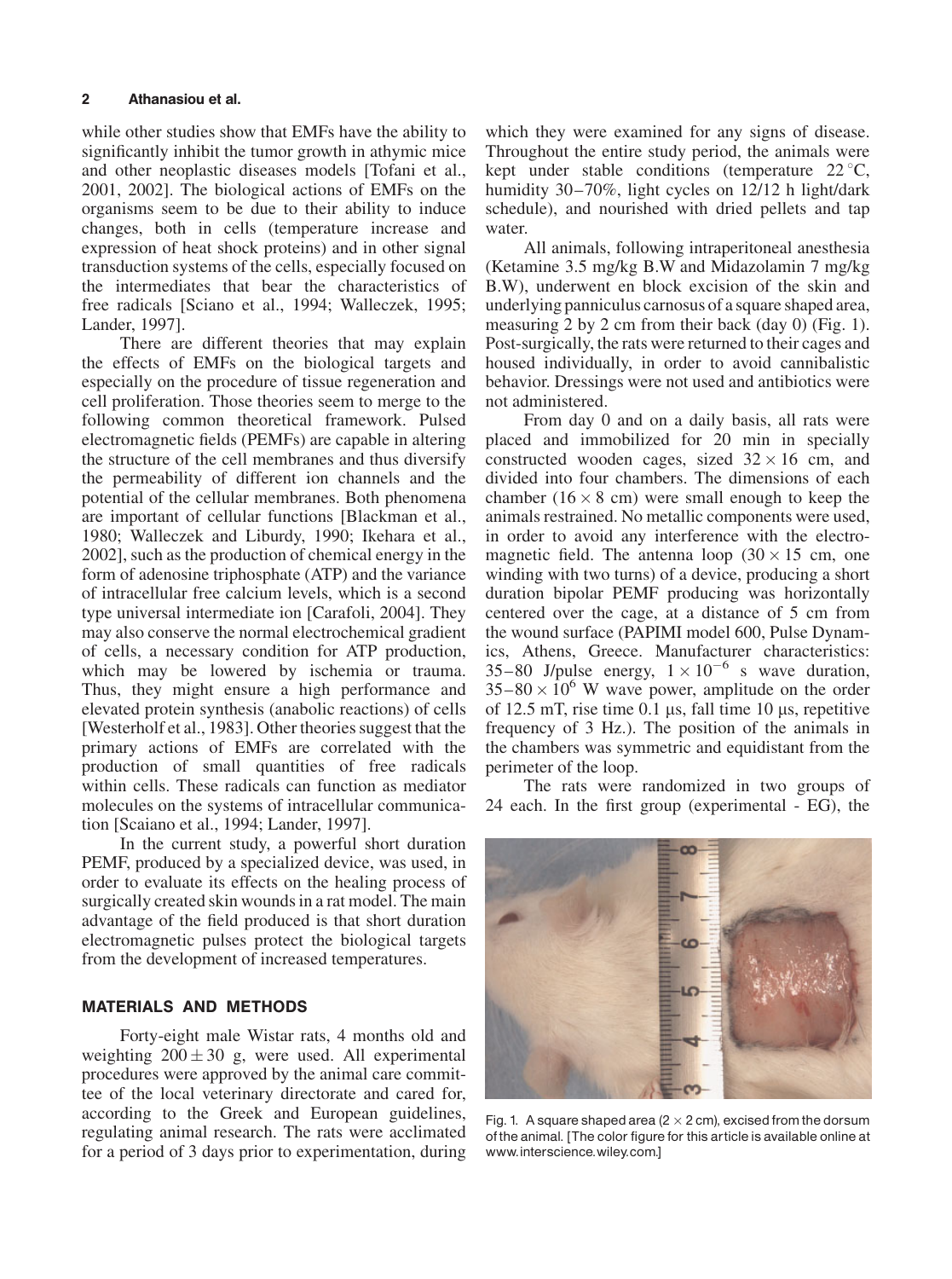while other studies show that EMFs have the ability to significantly inhibit the tumor growth in athymic mice and other neoplastic diseases models [Tofani et al., 2001, 2002]. The biological actions of EMFs on the organisms seem to be due to their ability to induce changes, both in cells (temperature increase and expression of heat shock proteins) and in other signal transduction systems of the cells, especially focused on the intermediates that bear the characteristics of free radicals [Sciano et al., 1994; Walleczek, 1995; Lander, 1997].

There are different theories that may explain the effects of EMFs on the biological targets and especially on the procedure of tissue regeneration and cell proliferation. Those theories seem to merge to the following common theoretical framework. Pulsed electromagnetic fields (PEMFs) are capable in altering the structure of the cell membranes and thus diversify the permeability of different ion channels and the potential of the cellular membranes. Both phenomena are important of cellular functions [Blackman et al., 1980; Walleczek and Liburdy, 1990; Ikehara et al., 2002], such as the production of chemical energy in the form of adenosine triphosphate (ATP) and the variance of intracellular free calcium levels, which is a second type universal intermediate ion [Carafoli, 2004]. They may also conserve the normal electrochemical gradient of cells, a necessary condition for ATP production, which may be lowered by ischemia or trauma. Thus, they might ensure a high performance and elevated protein synthesis (anabolic reactions) of cells [Westerholf et al., 1983]. Other theories suggest that the primary actions of EMFs are correlated with the production of small quantities of free radicals within cells. These radicals can function as mediator molecules on the systems of intracellular communication [Scaiano et al., 1994; Lander, 1997].

In the current study, a powerful short duration PEMF, produced by a specialized device, was used, in order to evaluate its effects on the healing process of surgically created skin wounds in a rat model. The main advantage of the field produced is that short duration electromagnetic pulses protect the biological targets from the development of increased temperatures.

## MATERIALS AND METHODS

Forty-eight male Wistar rats, 4 months old and weighting $200 \pm 30$ g, were used. All experimental procedures were approved by the animal care committee of the local veterinary directorate and cared for, according to the Greek and European guidelines, regulating animal research. The rats were acclimated for a period of 3 days prior to experimentation, during which they were examined for any signs of disease. Throughout the entire study period, the animals were kept under stable conditions (temperature 22 °C, humidity 30–70%, light cycles on 12/12 h light/dark schedule), and nourished with dried pellets and tap water.

All animals, following intraperitoneal anesthesia (Ketamine 3.5 mg/kg B.W and Midazolamin 7 mg/kg B.W), underwent en block excision of the skin and underlying panniculus carnosus of a square shaped area, measuring 2 by 2 cm from their back (day 0) (Fig. 1). Post-surgically, the rats were returned to their cages and housed individually, in order to avoid cannibalistic behavior. Dressings were not used and antibiotics were not administered.

From day 0 and on a daily basis, all rats were placed and immobilized for 20 min in specially constructed wooden cages, sized $32 \times 16$ cm, and divided into four chambers. The dimensions of each chamber ($16 \times 8$ cm) were small enough to keep the animals restrained. No metallic components were used, in order to avoid any interference with the electromagnetic field. The antenna loop ($30 \times 15$ cm, one winding with two turns) of a device, producing a short duration bipolar PEMF producing was horizontally centered over the cage, at a distance of 5 cm from the wound surface (PAPIMI model 600, Pulse Dynamics, Athens, Greece. Manufacturer characteristics: 35–80 J/pulse energy, $1 \times 10^{-6}$ s wave duration, $35–80 \times 10^{6}$ W wave power, amplitude on the order of 12.5 mT, rise time 0.1 μs, fall time 10 μs, repetitive frequency of 3 Hz.). The position of the animals in the chambers was symmetric and equidistant from the perimeter of the loop.

The rats were randomized in two groups of 24 each. In the first group (experimental - EG), the

Fig. 1. A square shaped area ($2 \times 2$ cm), excised from the dorsum of the animal. [The color figure for this article is available online at www.interscience.wiley.com.]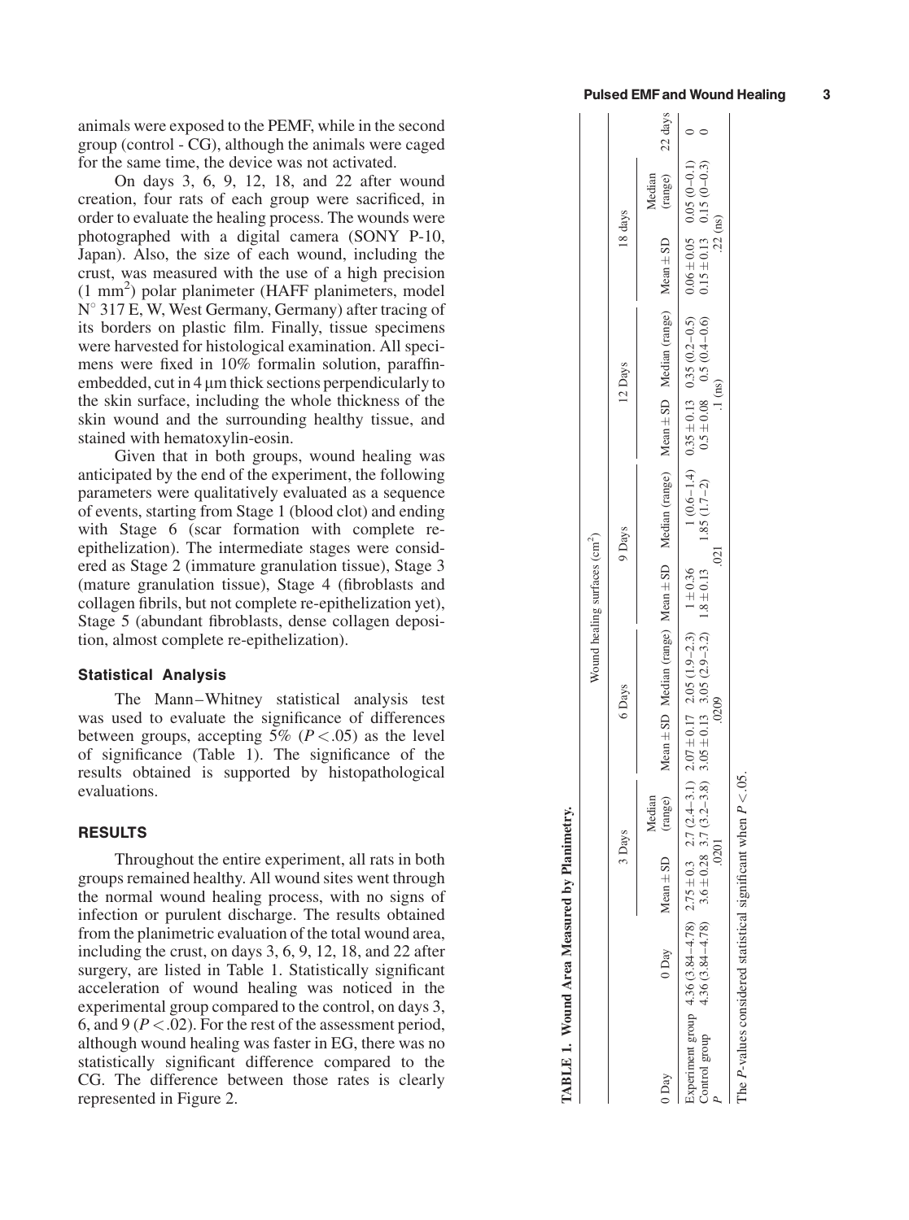animals were exposed to the PEMF, while in the second group (control - CG), although the animals were caged for the same time, the device was not activated.

On days 3, 6, 9, 12, 18, and 22 after wound creation, four rats of each group were sacrificed, in order to evaluate the healing process. The wounds were photographed with a digital camera (SONY P-10, Japan). Also, the size of each wound, including the crust, was measured with the use of a high precision (1 $mm^2$) polar planimeter (HAFF planimeters, model N° 317 E, W, West Germany, Germany) after tracing of its borders on plastic film. Finally, tissue specimens were harvested for histological examination. All specimens were fixed in 10% formalin solution, paraffin-embedded, cut in 4 μm thick sections perpendicularly to the skin surface, including the whole thickness of the skin wound and the surrounding healthy tissue, and stained with hematoxylin-eosin.

Given that in both groups, wound healing was anticipated by the end of the experiment, the following parameters were qualitatively evaluated as a sequence of events, starting from Stage 1 (blood clot) and ending with Stage 6 (scar formation with complete re-epithelization). The intermediate stages were considered as Stage 2 (immature granulation tissue), Stage 3 (mature granulation tissue), Stage 4 (fibroblasts and collagen fibrils, but not complete re-epithelization yet), Stage 5 (abundant fibroblasts, dense collagen deposition, almost complete re-epithelization).

### Statistical Analysis

The Mann–Whitney statistical analysis test was used to evaluate the significance of differences between groups, accepting 5% ($P < .05$) as the level of significance (Table 1). The significance of the results obtained is supported by histopathological evaluations.

## RESULTS

Throughout the entire experiment, all rats in both groups remained healthy. All wound sites went through the normal wound healing process, with no signs of infection or purulent discharge. The results obtained from the planimetric evaluation of the total wound area, including the crust, on days 3, 6, 9, 12, 18, and 22 after surgery, are listed in Table 1. Statistically significant acceleration of wound healing was noticed in the experimental group compared to the control, on days 3, 6, and 9 ($P < .02$). For the rest of the assessment period, although wound healing was faster in EG, there was no statistically significant difference compared to the CG. The difference between those rates is clearly represented in Figure 2.

**TABLE 1. Wound Area Measured by Planimetry.**

| | Wound healing surfaces ($cm^2$) | | | | | | | | | | | |
|---|---|---|---|---|---|---|---|---|---|---|---|---|
| | | 3 Days | | 6 Days | | 9 Days | | 12 Days | | 18 days | | |
| 0 Day | 0 Day | Mean ± SD | Median (range) | Mean ± SD | Median (range) | Mean ± SD | Median (range) | Mean ± SD | Median (range) | Mean ± SD | Median (range) | 22 days |
| Experiment group | 4.36 (3.84–4.78) | 2.75 ± 0.3 | 2.7 (2.4–3.1) | 2.07 ± 0.17 | 2.05 (1.9–2.3) | 1 ± 0.36 | 1 (0.6–1.4) | 0.35 ± 0.13 | 0.35 (0.2–0.5) | 0.06 ± 0.05 | 0.05 (0–0.1) | 0 |
| Control group | 4.36 (3.84–4.78) | 3.6 ± 0.28 | 3.7 (3.2–3.8) | 3.05 ± 0.13 | 3.05 (2.9–3.2) | 1.8 ± 0.13 | 1.85 (1.7–2) | 0.5 ± 0.08 | 0.5 (0.4–0.6) | 0.15 ± 0.13 | 0.15 (0–0.3) | 0 |
| $P$ | | .0201 | | .0209 | | .021 | | .1 (ns) | | .22 (ns) | | |

The $P$-values considered statistical significant when $P < .05$.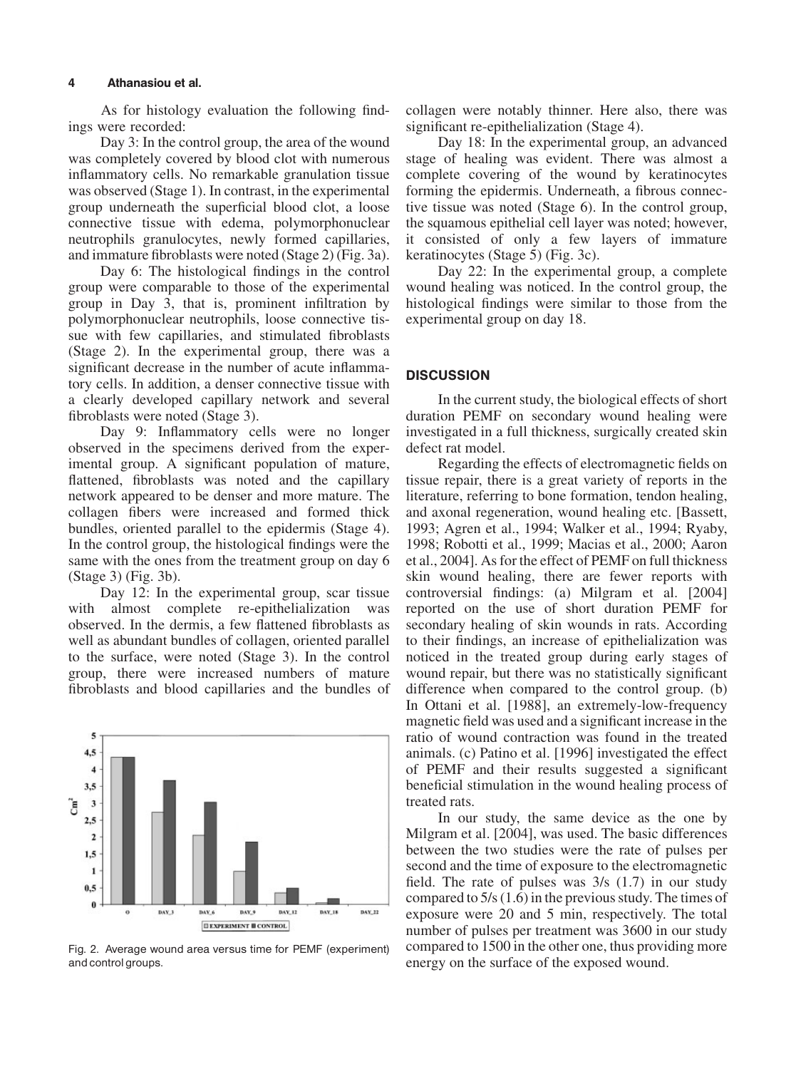As for histology evaluation the following findings were recorded:

Day 3: In the control group, the area of the wound was completely covered by blood clot with numerous inflammatory cells. No remarkable granulation tissue was observed (Stage 1). In contrast, in the experimental group underneath the superficial blood clot, a loose connective tissue with edema, polymorphonuclear neutrophils granulocytes, newly formed capillaries, and immature fibroblasts were noted (Stage 2) (Fig. 3a).

Day 6: The histological findings in the control group were comparable to those of the experimental group in Day 3, that is, prominent infiltration by polymorphonuclear neutrophils, loose connective tissue with few capillaries, and stimulated fibroblasts (Stage 2). In the experimental group, there was a significant decrease in the number of acute inflammatory cells. In addition, a denser connective tissue with a clearly developed capillary network and several fibroblasts were noted (Stage 3).

Day 9: Inflammatory cells were no longer observed in the specimens derived from the experimental group. A significant population of mature, flattened, fibroblasts was noted and the capillary network appeared to be denser and more mature. The collagen fibers were increased and formed thick bundles, oriented parallel to the epidermis (Stage 4). In the control group, the histological findings were the same with the ones from the treatment group on day 6 (Stage 3) (Fig. 3b).

Day 12: In the experimental group, scar tissue with almost complete re-epithelialization was observed. In the dermis, a few flattened fibroblasts as well as abundant bundles of collagen, oriented parallel to the surface, were noted (Stage 3). In the control group, there were increased numbers of mature fibroblasts and blood capillaries and the bundles of collagen were notably thinner. Here also, there was significant re-epithelialization (Stage 4).

Day 18: In the experimental group, an advanced stage of healing was evident. There was almost a complete covering of the wound by keratinocytes forming the epidermis. Underneath, a fibrous connective tissue was noted (Stage 6). In the control group, the squamous epithelial cell layer was noted; however, it consisted of only a few layers of immature keratinocytes (Stage 5) (Fig. 3c).

Day 22: In the experimental group, a complete wound healing was noticed. In the control group, the histological findings were similar to those from the experimental group on day 18.

Fig. 2. Average wound area versus time for PEMF (experiment) and control groups.

## DISCUSSION

In the current study, the biological effects of short duration PEMF on secondary wound healing were investigated in a full thickness, surgically created skin defect rat model.

Regarding the effects of electromagnetic fields on tissue repair, there is a great variety of reports in the literature, referring to bone formation, tendon healing, and axonal regeneration, wound healing etc. [Bassett, 1993; Agren et al., 1994; Walker et al., 1994; Ryaby, 1998; Robotti et al., 1999; Macias et al., 2000; Aaron et al., 2004]. As for the effect of PEMF on full thickness skin wound healing, there are fewer reports with controversial findings: (a) Milgram et al. [2004] reported on the use of short duration PEMF for secondary healing of skin wounds in rats. According to their findings, an increase of epithelialization was noticed in the treated group during early stages of wound repair, but there was no statistically significant difference when compared to the control group. (b) In Ottani et al. [1988], an extremely-low-frequency magnetic field was used and a significant increase in the ratio of wound contraction was found in the treated animals. (c) Patino et al. [1996] investigated the effect of PEMF and their results suggested a significant beneficial stimulation in the wound healing process of treated rats.

In our study, the same device as the one by Milgram et al. [2004], was used. The basic differences between the two studies were the rate of pulses per second and the time of exposure to the electromagnetic field. The rate of pulses was 3/s (1.7) in our study compared to 5/s (1.6) in the previous study. The times of exposure were 20 and 5 min, respectively. The total number of pulses per treatment was 3600 in our study compared to 1500 in the other one, thus providing more energy on the surface of the exposed wound.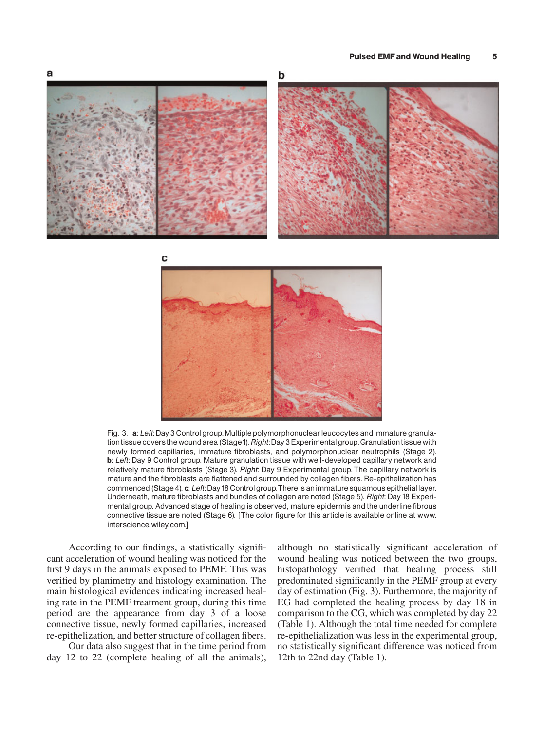Fig. 3. **a**: *Left*: Day 3 Control group. Multiple polymorphonuclear leucocytes and immature granulation tissue covers the wound area (Stage 1). *Right*: Day 3 Experimental group. Granulation tissue with newly formed capillaries, immature fibroblasts, and polymorphonuclear neutrophils (Stage 2). **b**: *Left*: Day 9 Control group. Mature granulation tissue with well-developed capillary network and relatively mature fibroblasts (Stage 3). *Right*: Day 9 Experimental group. The capillary network is mature and the fibroblasts are flattened and surrounded by collagen fibers. Re-epithelization has commenced (Stage 4). **c**: *Left*: Day 18 Control group. There is an immature squamous epithelial layer. Underneath, mature fibroblasts and bundles of collagen are noted (Stage 5). *Right*: Day 18 Experimental group. Advanced stage of healing is observed, mature epidermis and the underline fibrous connective tissue are noted (Stage 6). [The color figure for this article is available online at www.interscience.wiley.com.]

According to our findings, a statistically significant acceleration of wound healing was noticed for the first 9 days in the animals exposed to PEMF. This was verified by planimetry and histology examination. The main histological evidences indicating increased healing rate in the PEMF treatment group, during this time period are the appearance from day 3 of a loose connective tissue, newly formed capillaries, increased re-epithelization, and better structure of collagen fibers.

Our data also suggest that in the time period from day 12 to 22 (complete healing of all the animals), although no statistically significant acceleration of wound healing was noticed between the two groups, histopathology verified that healing process still predominated significantly in the PEMF group at every day of estimation (Fig. 3). Furthermore, the majority of EG had completed the healing process by day 18 in comparison to the CG, which was completed by day 22 (Table 1). Although the total time needed for complete re-epithelialization was less in the experimental group, no statistically significant difference was noticed from 12th to 22nd day (Table 1).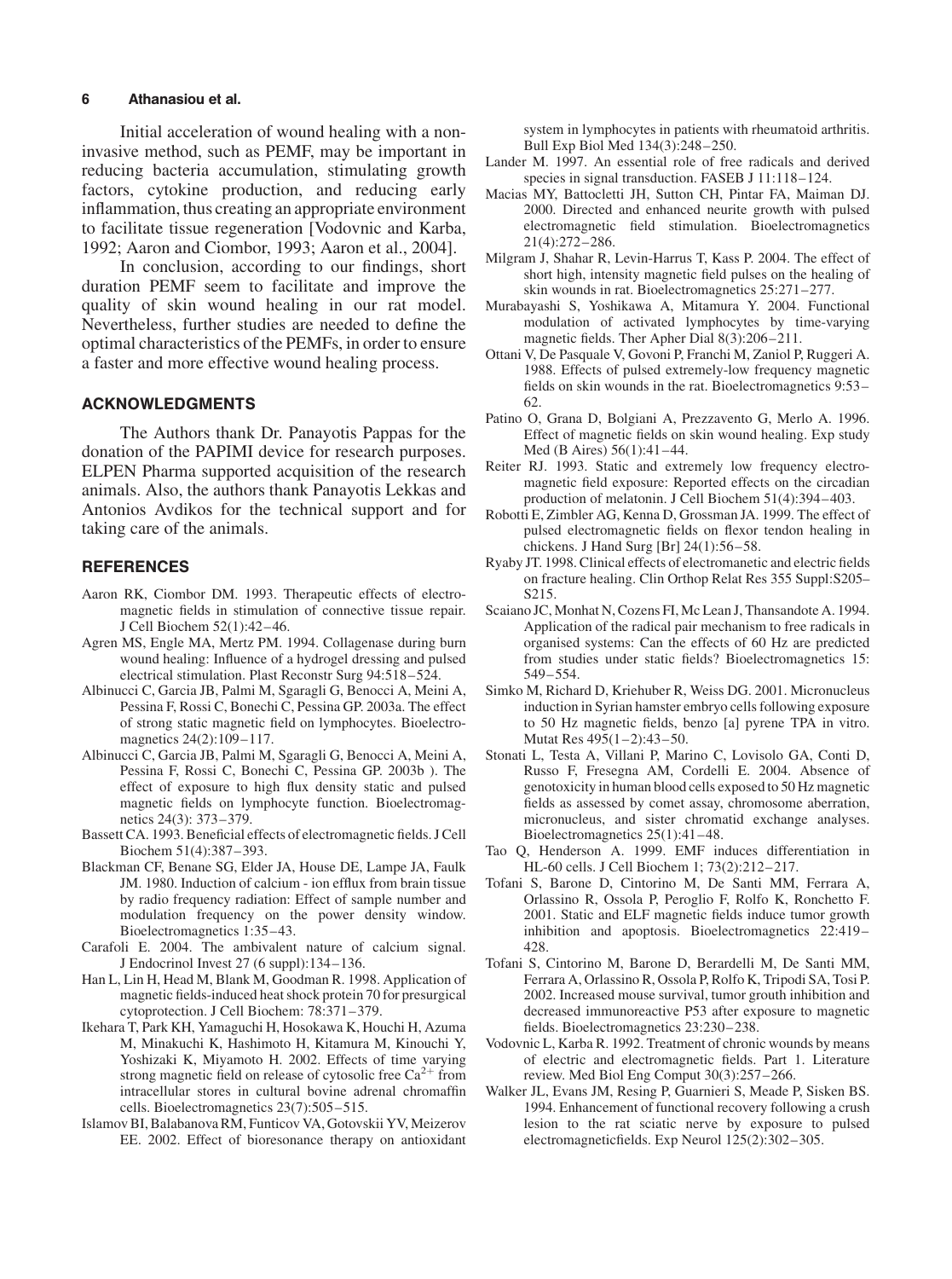Initial acceleration of wound healing with a noninvasive method, such as PEMF, may be important in reducing bacteria accumulation, stimulating growth factors, cytokine production, and reducing early inflammation, thus creating an appropriate environment to facilitate tissue regeneration [Vodovnic and Karba, 1992; Aaron and Ciombor, 1993; Aaron et al., 2004].

In conclusion, according to our findings, short duration PEMF seem to facilitate and improve the quality of skin wound healing in our rat model. Nevertheless, further studies are needed to define the optimal characteristics of the PEMFs, in order to ensure a faster and more effective wound healing process.

## ACKNOWLEDGMENTS

The Authors thank Dr. Panayotis Pappas for the donation of the PAPIMI device for research purposes. ELPEN Pharma supported acquisition of the research animals. Also, the authors thank Panayotis Lekkas and Antonios Avdikos for the technical support and for taking care of the animals.

## REFERENCES

Aaron RK, Ciombor DM. 1993. Therapeutic effects of electromagnetic fields in stimulation of connective tissue repair. J Cell Biochem 52(1):42–46.

Agren MS, Engle MA, Mertz PM. 1994. Collagenase during burn wound healing: Influence of a hydrogel dressing and pulsed electrical stimulation. Plast Reconstr Surg 94:518–524.

Albinucci C, Garcia JB, Palmi M, Sgaragli G, Benocci A, Meini A, Pessina F, Rossi C, Bonechi C, Pessina GP. 2003a. The effect of strong static magnetic field on lymphocytes. Bioelectromagnetics 24(2):109–117.

Albinucci C, Garcia JB, Palmi M, Sgaragli G, Benocci A, Meini A, Pessina F, Rossi C, Bonechi C, Pessina GP. 2003b ). The effect of exposure to high flux density static and pulsed magnetic fields on lymphocyte function. Bioelectromagnetics 24(3): 373–379.

Bassett CA. 1993. Beneficial effects of electromagnetic fields. J Cell Biochem 51(4):387–393.

Blackman CF, Benane SG, Elder JA, House DE, Lampe JA, Faulk JM. 1980. Induction of calcium - ion efflux from brain tissue by radio frequency radiation: Effect of sample number and modulation frequency on the power density window. Bioelectromagnetics 1:35–43.

Carafoli E. 2004. The ambivalent nature of calcium signal. J Endocrinol Invest 27 (6 suppl):134–136.

Han L, Lin H, Head M, Blank M, Goodman R. 1998. Application of magnetic fields-induced heat shock protein 70 for presurgical cytoprotection. J Cell Biochem: 78:371–379.

Ikehara T, Park KH, Yamaguchi H, Hosokawa K, Houchi H, Azuma M, Minakuchi K, Hashimoto H, Kitamura M, Kinouchi Y, Yoshizaki K, Miyamoto H. 2002. Effects of time varying strong magnetic field on release of cytosolic free $Ca^{2+}$ from intracellular stores in cultural bovine adrenal chromaffin cells. Bioelectromagnetics 23(7):505–515.

Islamov BI, Balabanova RM, Funticov VA, Gotovskii YV, Meizerov EE. 2002. Effect of bioresonance therapy on antioxidant system in lymphocytes in patients with rheumatoid arthritis. Bull Exp Biol Med 134(3):248–250.

Lander M. 1997. An essential role of free radicals and derived species in signal transduction. FASEB J 11:118–124.

Macias MY, Battocletti JH, Sutton CH, Pintar FA, Maiman DJ. 2000. Directed and enhanced neurite growth with pulsed electromagnetic field stimulation. Bioelectromagnetics 21(4):272–286.

Milgram J, Shahar R, Levin-Harrus T, Kass P. 2004. The effect of short high, intensity magnetic field pulses on the healing of skin wounds in rat. Bioelectromagnetics 25:271–277.

Murabayashi S, Yoshikawa A, Mitamura Y. 2004. Functional modulation of activated lymphocytes by time-varying magnetic fields. Ther Apher Dial 8(3):206–211.

Ottani V, De Pasquale V, Govoni P, Franchi M, Zaniol P, Ruggeri A. 1988. Effects of pulsed extremely-low frequency magnetic fields on skin wounds in the rat. Bioelectromagnetics 9:53–62.

Patino O, Grana D, Bolgiani A, Prezzavento G, Merlo A. 1996. Effect of magnetic fields on skin wound healing. Exp study Med (B Aires) 56(1):41–44.

Reiter RJ. 1993. Static and extremely low frequency electromagnetic field exposure: Reported effects on the circadian production of melatonin. J Cell Biochem 51(4):394–403.

Robotti E, Zimbler AG, Kenna D, Grossman JA. 1999. The effect of pulsed electromagnetic fields on flexor tendon healing in chickens. J Hand Surg [Br] 24(1):56–58.

Ryaby JT. 1998. Clinical effects of electromanetic and electric fields on fracture healing. Clin Orthop Relat Res 355 Suppl:S205–S215.

Scaiano JC, Monhat N, Cozens FI, Mc Lean J, Thansandote A. 1994. Application of the radical pair mechanism to free radicals in organised systems: Can the effects of 60 Hz are predicted from studies under static fields? Bioelectromagnetics 15: 549–554.

Simko M, Richard D, Kriehuber R, Weiss DG. 2001. Micronucleus induction in Syrian hamster embryo cells following exposure to 50 Hz magnetic fields, benzo [a] pyrene TPA in vitro. Mutat Res 495(1–2):43–50.

Stonati L, Testa A, Villani P, Marino C, Lovisolo GA, Conti D, Russo F, Fresegna AM, Cordelli E. 2004. Absence of genotoxicity in human blood cells exposed to 50 Hz magnetic fields as assessed by comet assay, chromosome aberration, micronucleus, and sister chromatid exchange analyses. Bioelectromagnetics 25(1):41–48.

Tao Q, Henderson A. 1999. EMF induces differentiation in HL-60 cells. J Cell Biochem 1; 73(2):212–217.

Tofani S, Barone D, Cintorino M, De Santi MM, Ferrara A, Orlassino R, Ossola P, Peroglio F, Rolfo K, Ronchetto F. 2001. Static and ELF magnetic fields induce tumor growth inhibition and apoptosis. Bioelectromagnetics 22:419–428.

Tofani S, Cintorino M, Barone D, Berardelli M, De Santi MM, Ferrara A, Orlassino R, Ossola P, Rolfo K, Tripodi SA, Tosi P. 2002. Increased mouse survival, tumor grouth inhibition and decreased immunoreactive P53 after exposure to magnetic fields. Bioelectromagnetics 23:230–238.

Vodovnic L, Karba R. 1992. Treatment of chronic wounds by means of electric and electromagnetic fields. Part 1. Literature review. Med Biol Eng Comput 30(3):257–266.

Walker JL, Evans JM, Resing P, Guarnieri S, Meade P, Sisken BS. 1994. Enhancement of functional recovery following a crush lesion to the rat sciatic nerve by exposure to pulsed electromagneticfields. Exp Neurol 125(2):302–305.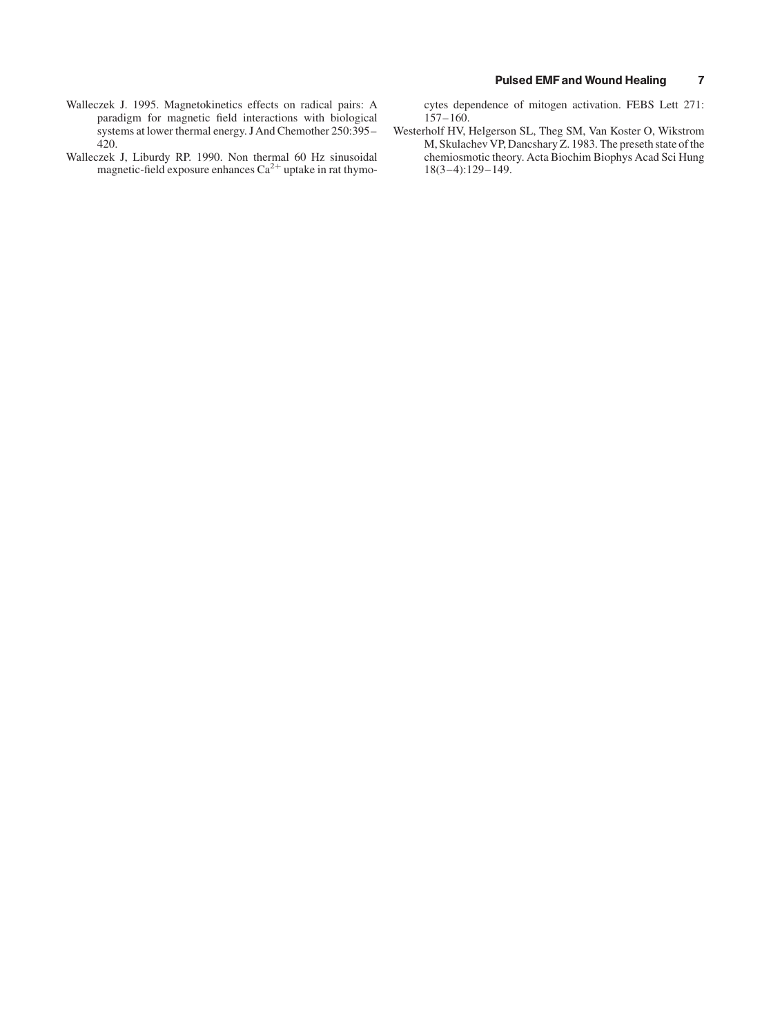Walleczek J. 1995. Magnetokinetics effects on radical pairs: A paradigm for magnetic field interactions with biological systems at lower thermal energy. J And Chemother 250:395–420.

Walleczek J, Liburdy RP. 1990. Non thermal 60 Hz sinusoidal magnetic-field exposure enhances $Ca^{2+}$ uptake in rat thymocytes dependence of mitogen activation. FEBS Lett 271: 157–160.

Westerholf HV, Helgerson SL, Theg SM, Van Koster O, Wikstrom M, Skulachev VP, Dancshary Z. 1983. The preseth state of the chemiosmotic theory. Acta Biochim Biophys Acad Sci Hung 18(3–4):129–149.